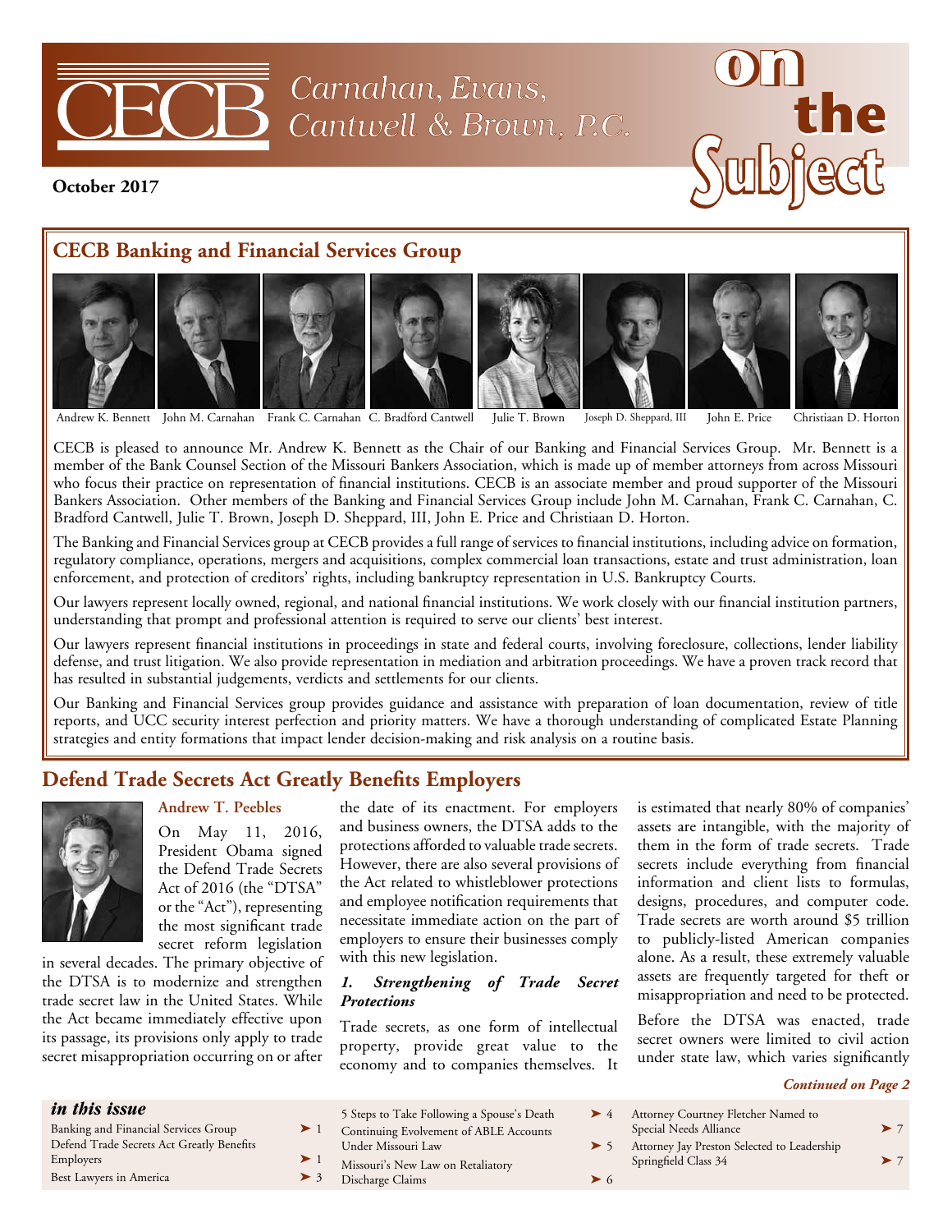# CECB Carnahan, Evans, Cantwell & Brown, P.C.

# On the Subject

**October 2017**

## CECB Banking and Financial Services Group

Andrew K. Bennett | John M. Carnahan | Frank C. Carnahan | C. Bradford Cantwell | Julie T. Brown | Joseph D. Sheppard, III | John E. Price | Christiaan D. Horton

CECB is pleased to announce Mr. Andrew K. Bennett as the Chair of our Banking and Financial Services Group. Mr. Bennett is a member of the Bank Counsel Section of the Missouri Bankers Association, which is made up of member attorneys from across Missouri who focus their practice on representation of financial institutions. CECB is an associate member and proud supporter of the Missouri Bankers Association. Other members of the Banking and Financial Services Group include John M. Carnahan, Frank C. Carnahan, C. Bradford Cantwell, Julie T. Brown, Joseph D. Sheppard, III, John E. Price and Christiaan D. Horton.

The Banking and Financial Services group at CECB provides a full range of services to financial institutions, including advice on formation, regulatory compliance, operations, mergers and acquisitions, complex commercial loan transactions, estate and trust administration, loan enforcement, and protection of creditors' rights, including bankruptcy representation in U.S. Bankruptcy Courts.

Our lawyers represent locally owned, regional, and national financial institutions. We work closely with our financial institution partners, understanding that prompt and professional attention is required to serve our clients' best interest.

Our lawyers represent financial institutions in proceedings in state and federal courts, involving foreclosure, collections, lender liability defense, and trust litigation. We also provide representation in mediation and arbitration proceedings. We have a proven track record that has resulted in substantial judgements, verdicts and settlements for our clients.

Our Banking and Financial Services group provides guidance and assistance with preparation of loan documentation, review of title reports, and UCC security interest perfection and priority matters. We have a thorough understanding of complicated Estate Planning strategies and entity formations that impact lender decision-making and risk analysis on a routine basis.

## Defend Trade Secrets Act Greatly Benefits Employers

**Andrew T. Peebles**

On May 11, 2016, President Obama signed the Defend Trade Secrets Act of 2016 (the "DTSA" or the "Act"), representing the most significant trade secret reform legislation in several decades. The primary objective of the DTSA is to modernize and strengthen trade secret law in the United States. While the Act became immediately effective upon its passage, its provisions only apply to trade secret misappropriation occurring on or after the date of its enactment. For employers and business owners, the DTSA adds to the protections afforded to valuable trade secrets. However, there are also several provisions of the Act related to whistleblower protections and employee notification requirements that necessitate immediate action on the part of employers to ensure their businesses comply with this new legislation.

***1. Strengthening of Trade Secret Protections***

Trade secrets, as one form of intellectual property, provide great value to the economy and to companies themselves. It is estimated that nearly 80% of companies' assets are intangible, with the majority of them in the form of trade secrets. Trade secrets include everything from financial information and client lists to formulas, designs, procedures, and computer code. Trade secrets are worth around $5 trillion to publicly-listed American companies alone. As a result, these extremely valuable assets are frequently targeted for theft or misappropriation and need to be protected.

Before the DTSA was enacted, trade secret owners were limited to civil action under state law, which varies significantly

*Continued on Page 2*

### in this issue

| | |
|---|---|
| Banking and Financial Services Group | 1 |
| Defend Trade Secrets Act Greatly Benefits Employers | 1 |
| Best Lawyers in America | 3 |
| 5 Steps to Take Following a Spouse's Death | 4 |
| Continuing Evolvement of ABLE Accounts Under Missouri Law | 5 |
| Missouri's New Law on Retaliatory Discharge Claims | 6 |
| Attorney Courtney Fletcher Named to Special Needs Alliance | 7 |
| Attorney Jay Preston Selected to Leadership Springfield Class 34 | 7 |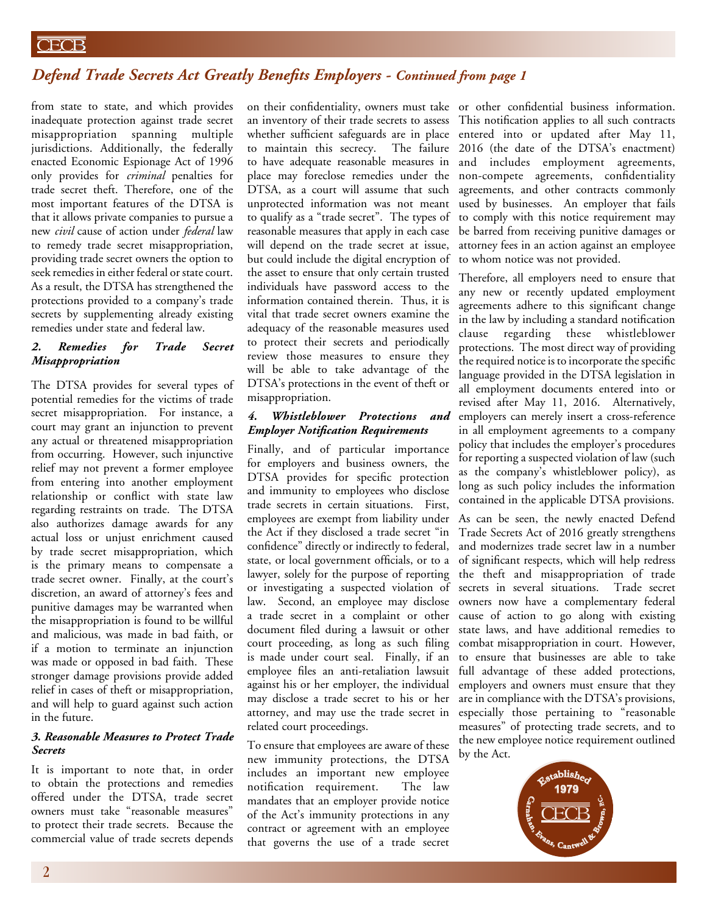## *Defend Trade Secrets Act Greatly Benefits Employers - Continued from page 1*

from state to state, and which provides inadequate protection against trade secret misappropriation spanning multiple jurisdictions. Additionally, the federally enacted Economic Espionage Act of 1996 only provides for *criminal* penalties for trade secret theft. Therefore, one of the most important features of the DTSA is that it allows private companies to pursue a new *civil* cause of action under *federal* law to remedy trade secret misappropriation, providing trade secret owners the option to seek remedies in either federal or state court. As a result, the DTSA has strengthened the protections provided to a company's trade secrets by supplementing already existing remedies under state and federal law.

### *2. Remedies for Trade Secret Misappropriation*

The DTSA provides for several types of potential remedies for the victims of trade secret misappropriation. For instance, a court may grant an injunction to prevent any actual or threatened misappropriation from occurring. However, such injunctive relief may not prevent a former employee from entering into another employment relationship or conflict with state law regarding restraints on trade. The DTSA also authorizes damage awards for any actual loss or unjust enrichment caused by trade secret misappropriation, which is the primary means to compensate a trade secret owner. Finally, at the court's discretion, an award of attorney's fees and punitive damages may be warranted when the misappropriation is found to be willful and malicious, was made in bad faith, or if a motion to terminate an injunction was made or opposed in bad faith. These stronger damage provisions provide added relief in cases of theft or misappropriation, and will help to guard against such action in the future.

### *3. Reasonable Measures to Protect Trade Secrets*

It is important to note that, in order to obtain the protections and remedies offered under the DTSA, trade secret owners must take "reasonable measures" to protect their trade secrets. Because the commercial value of trade secrets depends on their confidentiality, owners must take an inventory of their trade secrets to assess whether sufficient safeguards are in place to maintain this secrecy. The failure to have adequate reasonable measures in place may foreclose remedies under the DTSA, as a court will assume that such unprotected information was not meant to qualify as a "trade secret". The types of reasonable measures that apply in each case will depend on the trade secret at issue, but could include the digital encryption of the asset to ensure that only certain trusted individuals have password access to the information contained therein. Thus, it is vital that trade secret owners examine the adequacy of the reasonable measures used to protect their secrets and periodically review those measures to ensure they will be able to take advantage of the DTSA's protections in the event of theft or misappropriation.

### *4. Whistleblower Protections and Employer Notification Requirements*

Finally, and of particular importance for employers and business owners, the DTSA provides for specific protection and immunity to employees who disclose trade secrets in certain situations. First, employees are exempt from liability under the Act if they disclosed a trade secret "in confidence" directly or indirectly to federal, state, or local government officials, or to a lawyer, solely for the purpose of reporting or investigating a suspected violation of law. Second, an employee may disclose a trade secret in a complaint or other document filed during a lawsuit or other court proceeding, as long as such filing is made under court seal. Finally, if an employee files an anti-retaliation lawsuit against his or her employer, the individual may disclose a trade secret to his or her attorney, and may use the trade secret in related court proceedings.

To ensure that employees are aware of these new immunity protections, the DTSA includes an important new employee notification requirement. The law mandates that an employer provide notice of the Act's immunity protections in any contract or agreement with an employee that governs the use of a trade secret or other confidential business information. This notification applies to all such contracts entered into or updated after May 11, 2016 (the date of the DTSA's enactment) and includes employment agreements, non-compete agreements, confidentiality agreements, and other contracts commonly used by businesses. An employer that fails to comply with this notice requirement may be barred from receiving punitive damages or attorney fees in an action against an employee to whom notice was not provided.

Therefore, all employers need to ensure that any new or recently updated employment agreements adhere to this significant change in the law by including a standard notification clause regarding these whistleblower protections. The most direct way of providing the required notice is to incorporate the specific language provided in the DTSA legislation in all employment documents entered into or revised after May 11, 2016. Alternatively, employers can merely insert a cross-reference in all employment agreements to a company policy that includes the employer's procedures for reporting a suspected violation of law (such as the company's whistleblower policy), as long as such policy includes the information contained in the applicable DTSA provisions.

As can be seen, the newly enacted Defend Trade Secrets Act of 2016 greatly strengthens and modernizes trade secret law in a number of significant respects, which will help redress the theft and misappropriation of trade secrets in several situations. Trade secret owners now have a complementary federal cause of action to go along with existing state laws, and have additional remedies to combat misappropriation in court. However, to ensure that businesses are able to take full advantage of these added protections, employers and owners must ensure that they are in compliance with the DTSA's provisions, especially those pertaining to "reasonable measures" of protecting trade secrets, and to the new employee notice requirement outlined by the Act.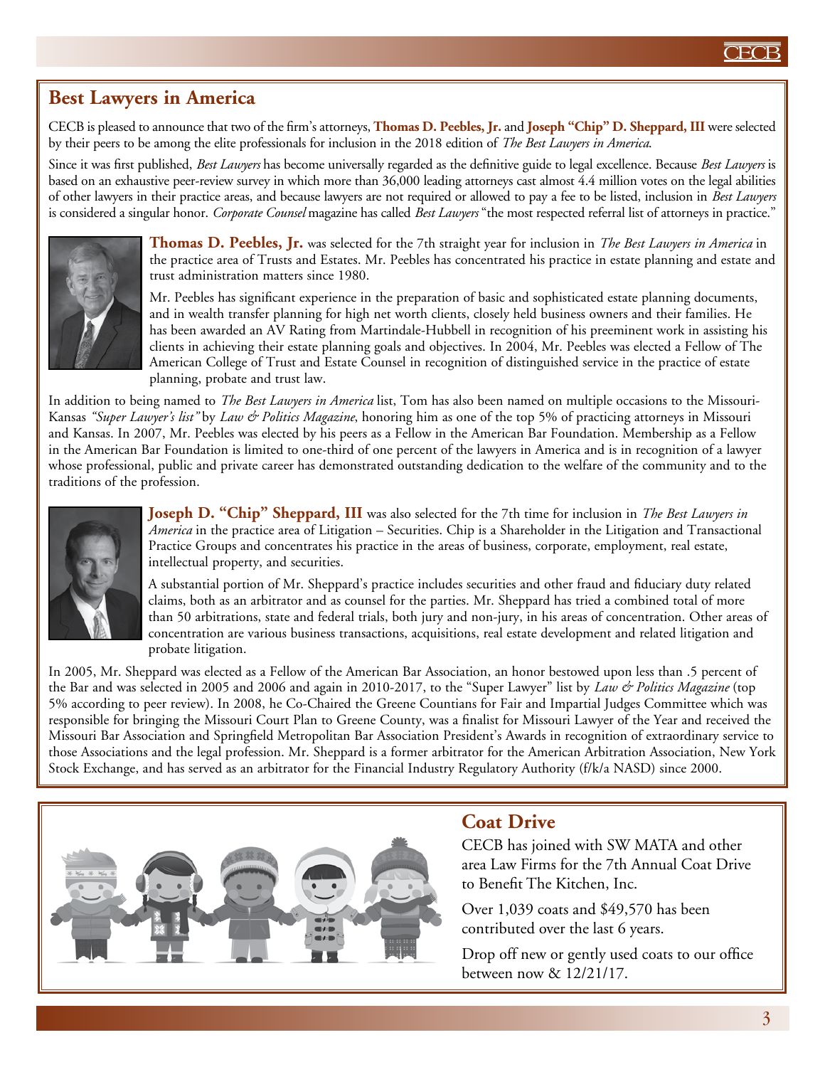## Best Lawyers in America

CECB is pleased to announce that two of the firm's attorneys, **Thomas D. Peebles, Jr.** and **Joseph "Chip" D. Sheppard, III** were selected by their peers to be among the elite professionals for inclusion in the 2018 edition of *The Best Lawyers in America*.

Since it was first published, *Best Lawyers* has become universally regarded as the definitive guide to legal excellence. Because *Best Lawyers* is based on an exhaustive peer-review survey in which more than 36,000 leading attorneys cast almost 4.4 million votes on the legal abilities of other lawyers in their practice areas, and because lawyers are not required or allowed to pay a fee to be listed, inclusion in *Best Lawyers* is considered a singular honor. *Corporate Counsel* magazine has called *Best Lawyers* "the most respected referral list of attorneys in practice."

**Thomas D. Peebles, Jr.** was selected for the 7th straight year for inclusion in *The Best Lawyers in America* in the practice area of Trusts and Estates. Mr. Peebles has concentrated his practice in estate planning and estate and trust administration matters since 1980.

Mr. Peebles has significant experience in the preparation of basic and sophisticated estate planning documents, and in wealth transfer planning for high net worth clients, closely held business owners and their families. He has been awarded an AV Rating from Martindale-Hubbell in recognition of his preeminent work in assisting his clients in achieving their estate planning goals and objectives. In 2004, Mr. Peebles was elected a Fellow of The American College of Trust and Estate Counsel in recognition of distinguished service in the practice of estate planning, probate and trust law.

In addition to being named to *The Best Lawyers in America* list, Tom has also been named on multiple occasions to the Missouri-Kansas *"Super Lawyer's list"* by *Law & Politics Magazine*, honoring him as one of the top 5% of practicing attorneys in Missouri and Kansas. In 2007, Mr. Peebles was elected by his peers as a Fellow in the American Bar Foundation. Membership as a Fellow in the American Bar Foundation is limited to one-third of one percent of the lawyers in America and is in recognition of a lawyer whose professional, public and private career has demonstrated outstanding dedication to the welfare of the community and to the traditions of the profession.

**Joseph D. "Chip" Sheppard, III** was also selected for the 7th time for inclusion in *The Best Lawyers in America* in the practice area of Litigation – Securities. Chip is a Shareholder in the Litigation and Transactional Practice Groups and concentrates his practice in the areas of business, corporate, employment, real estate, intellectual property, and securities.

A substantial portion of Mr. Sheppard's practice includes securities and other fraud and fiduciary duty related claims, both as an arbitrator and as counsel for the parties. Mr. Sheppard has tried a combined total of more than 50 arbitrations, state and federal trials, both jury and non-jury, in his areas of concentration. Other areas of concentration are various business transactions, acquisitions, real estate development and related litigation and probate litigation.

In 2005, Mr. Sheppard was elected as a Fellow of the American Bar Association, an honor bestowed upon less than .5 percent of the Bar and was selected in 2005 and 2006 and again in 2010-2017, to the "Super Lawyer" list by *Law & Politics Magazine* (top 5% according to peer review). In 2008, he Co-Chaired the Greene Countians for Fair and Impartial Judges Committee which was responsible for bringing the Missouri Court Plan to Greene County, was a finalist for Missouri Lawyer of the Year and received the Missouri Bar Association and Springfield Metropolitan Bar Association President's Awards in recognition of extraordinary service to those Associations and the legal profession. Mr. Sheppard is a former arbitrator for the American Arbitration Association, New York Stock Exchange, and has served as an arbitrator for the Financial Industry Regulatory Authority (f/k/a NASD) since 2000.

## Coat Drive

CECB has joined with SW MATA and other area Law Firms for the 7th Annual Coat Drive to Benefit The Kitchen, Inc.

Over 1,039 coats and $49,570 has been contributed over the last 6 years.

Drop off new or gently used coats to our office between now & 12/21/17.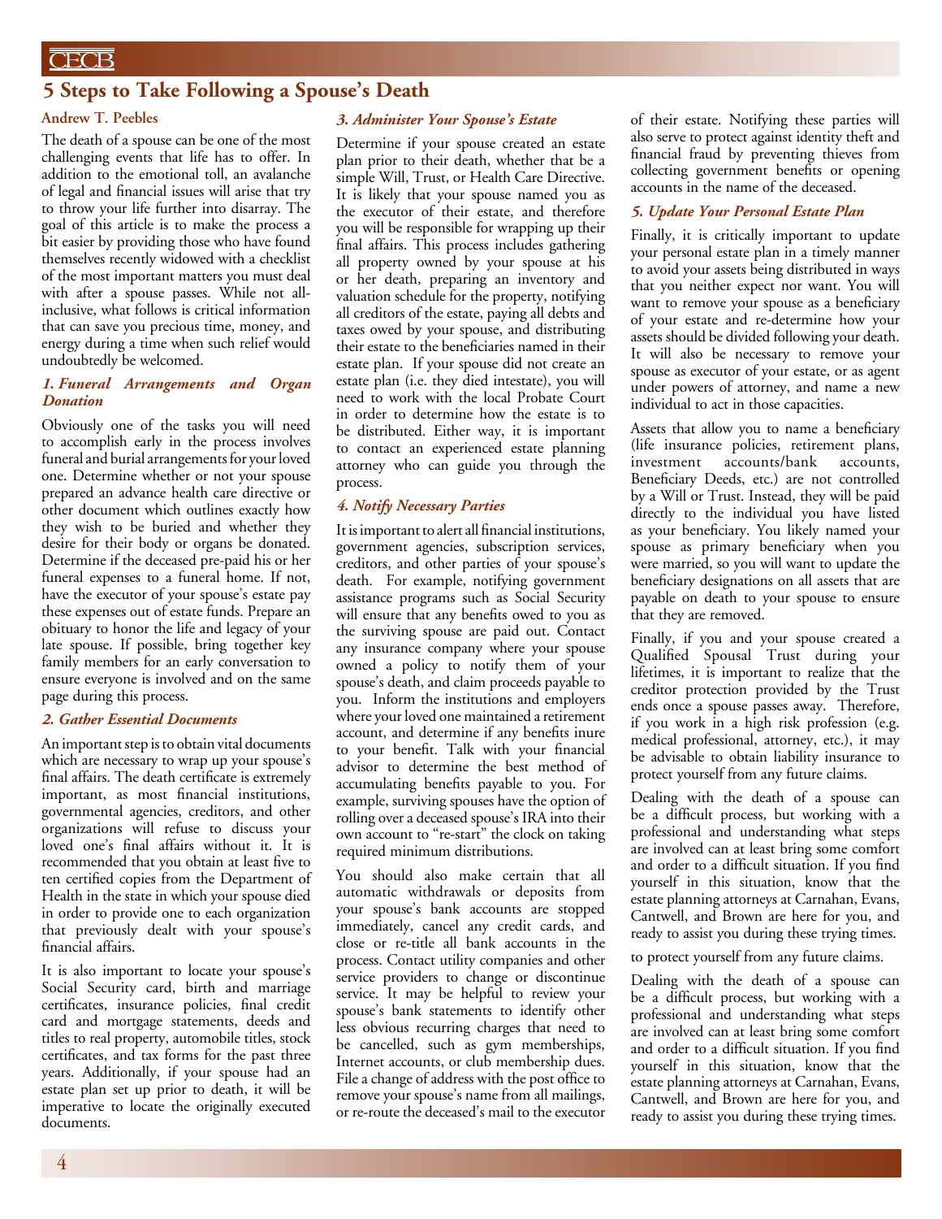# 5 Steps to Take Following a Spouse's Death

**Andrew T. Peebles**

The death of a spouse can be one of the most challenging events that life has to offer. In addition to the emotional toll, an avalanche of legal and financial issues will arise that try to throw your life further into disarray. The goal of this article is to make the process a bit easier by providing those who have found themselves recently widowed with a checklist of the most important matters you must deal with after a spouse passes. While not all-inclusive, what follows is critical information that can save you precious time, money, and energy during a time when such relief would undoubtedly be welcomed.

### *1. Funeral Arrangements and Organ Donation*

Obviously one of the tasks you will need to accomplish early in the process involves funeral and burial arrangements for your loved one. Determine whether or not your spouse prepared an advance health care directive or other document which outlines exactly how they wish to be buried and whether they desire for their body or organs be donated. Determine if the deceased pre-paid his or her funeral expenses to a funeral home. If not, have the executor of your spouse's estate pay these expenses out of estate funds. Prepare an obituary to honor the life and legacy of your late spouse. If possible, bring together key family members for an early conversation to ensure everyone is involved and on the same page during this process.

### *2. Gather Essential Documents*

An important step is to obtain vital documents which are necessary to wrap up your spouse's final affairs. The death certificate is extremely important, as most financial institutions, governmental agencies, creditors, and other organizations will refuse to discuss your loved one's final affairs without it. It is recommended that you obtain at least five to ten certified copies from the Department of Health in the state in which your spouse died in order to provide one to each organization that previously dealt with your spouse's financial affairs.

It is also important to locate your spouse's Social Security card, birth and marriage certificates, insurance policies, final credit card and mortgage statements, deeds and titles to real property, automobile titles, stock certificates, and tax forms for the past three years. Additionally, if your spouse had an estate plan set up prior to death, it will be imperative to locate the originally executed documents.

### *3. Administer Your Spouse's Estate*

Determine if your spouse created an estate plan prior to their death, whether that be a simple Will, Trust, or Health Care Directive. It is likely that your spouse named you as the executor of their estate, and therefore you will be responsible for wrapping up their final affairs. This process includes gathering all property owned by your spouse at his or her death, preparing an inventory and valuation schedule for the property, notifying all creditors of the estate, paying all debts and taxes owed by your spouse, and distributing their estate to the beneficiaries named in their estate plan. If your spouse did not create an estate plan (i.e. they died intestate), you will need to work with the local Probate Court in order to determine how the estate is to be distributed. Either way, it is important to contact an experienced estate planning attorney who can guide you through the process.

### *4. Notify Necessary Parties*

It is important to alert all financial institutions, government agencies, subscription services, creditors, and other parties of your spouse's death. For example, notifying government assistance programs such as Social Security will ensure that any benefits owed to you as the surviving spouse are paid out. Contact any insurance company where your spouse owned a policy to notify them of your spouse's death, and claim proceeds payable to you. Inform the institutions and employers where your loved one maintained a retirement account, and determine if any benefits inure to your benefit. Talk with your financial advisor to determine the best method of accumulating benefits payable to you. For example, surviving spouses have the option of rolling over a deceased spouse's IRA into their own account to "re-start" the clock on taking required minimum distributions.

You should also make certain that all automatic withdrawals or deposits from your spouse's bank accounts are stopped immediately, cancel any credit cards, and close or re-title all bank accounts in the process. Contact utility companies and other service providers to change or discontinue service. It may be helpful to review your spouse's bank statements to identify other less obvious recurring charges that need to be cancelled, such as gym memberships, Internet accounts, or club membership dues. File a change of address with the post office to remove your spouse's name from all mailings, or re-route the deceased's mail to the executor of their estate. Notifying these parties will also serve to protect against identity theft and financial fraud by preventing thieves from collecting government benefits or opening accounts in the name of the deceased.

### *5. Update Your Personal Estate Plan*

Finally, it is critically important to update your personal estate plan in a timely manner to avoid your assets being distributed in ways that you neither expect nor want. You will want to remove your spouse as a beneficiary of your estate and re-determine how your assets should be divided following your death. It will also be necessary to remove your spouse as executor of your estate, or as agent under powers of attorney, and name a new individual to act in those capacities.

Assets that allow you to name a beneficiary (life insurance policies, retirement plans, investment accounts/bank accounts, Beneficiary Deeds, etc.) are not controlled by a Will or Trust. Instead, they will be paid directly to the individual you have listed as your beneficiary. You likely named your spouse as primary beneficiary when you were married, so you will want to update the beneficiary designations on all assets that are payable on death to your spouse to ensure that they are removed.

Finally, if you and your spouse created a Qualified Spousal Trust during your lifetimes, it is important to realize that the creditor protection provided by the Trust ends once a spouse passes away. Therefore, if you work in a high risk profession (e.g. medical professional, attorney, etc.), it may be advisable to obtain liability insurance to protect yourself from any future claims.

Dealing with the death of a spouse can be a difficult process, but working with a professional and understanding what steps are involved can at least bring some comfort and order to a difficult situation. If you find yourself in this situation, know that the estate planning attorneys at Carnahan, Evans, Cantwell, and Brown are here for you, and ready to assist you during these trying times.

to protect yourself from any future claims.

Dealing with the death of a spouse can be a difficult process, but working with a professional and understanding what steps are involved can at least bring some comfort and order to a difficult situation. If you find yourself in this situation, know that the estate planning attorneys at Carnahan, Evans, Cantwell, and Brown are here for you, and ready to assist you during these trying times.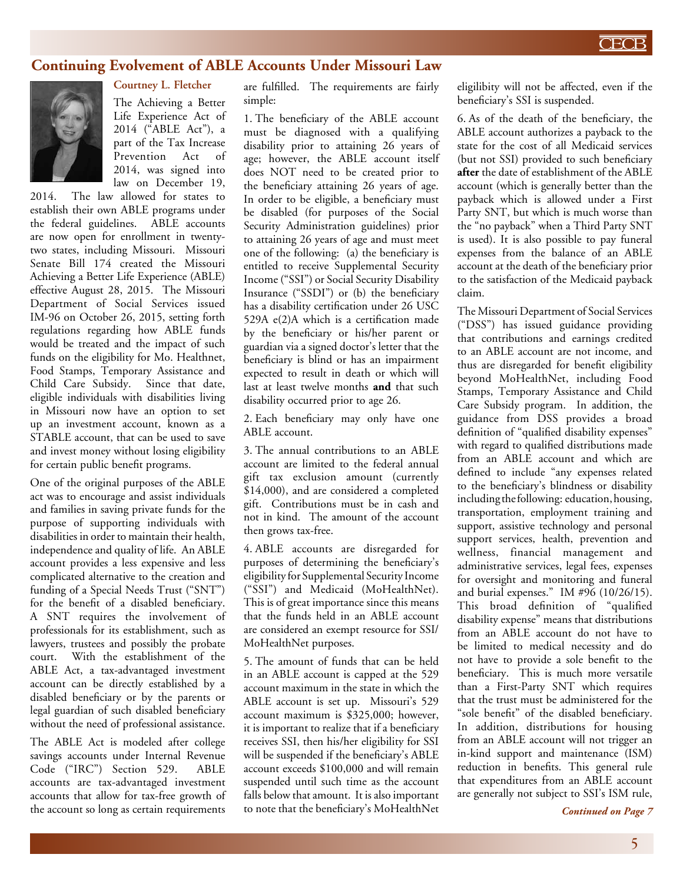## Continuing Evolvement of ABLE Accounts Under Missouri Law

**Courtney L. Fletcher**

The Achieving a Better Life Experience Act of 2014 ("ABLE Act"), a part of the Tax Increase Prevention Act of 2014, was signed into law on December 19, 2014. The law allowed for states to establish their own ABLE programs under the federal guidelines. ABLE accounts are now open for enrollment in twenty-two states, including Missouri. Missouri Senate Bill 174 created the Missouri Achieving a Better Life Experience (ABLE) effective August 28, 2015. The Missouri Department of Social Services issued IM-96 on October 26, 2015, setting forth regulations regarding how ABLE funds would be treated and the impact of such funds on the eligibility for Mo. Healthnet, Food Stamps, Temporary Assistance and Child Care Subsidy. Since that date, eligible individuals with disabilities living in Missouri now have an option to set up an investment account, known as a STABLE account, that can be used to save and invest money without losing eligibility for certain public benefit programs.

One of the original purposes of the ABLE act was to encourage and assist individuals and families in saving private funds for the purpose of supporting individuals with disabilities in order to maintain their health, independence and quality of life. An ABLE account provides a less expensive and less complicated alternative to the creation and funding of a Special Needs Trust ("SNT") for the benefit of a disabled beneficiary. A SNT requires the involvement of professionals for its establishment, such as lawyers, trustees and possibly the probate court. With the establishment of the ABLE Act, a tax-advantaged investment account can be directly established by a disabled beneficiary or by the parents or legal guardian of such disabled beneficiary without the need of professional assistance.

The ABLE Act is modeled after college savings accounts under Internal Revenue Code ("IRC") Section 529. ABLE accounts are tax-advantaged investment accounts that allow for tax-free growth of the account so long as certain requirements are fulfilled. The requirements are fairly simple:

1. The beneficiary of the ABLE account must be diagnosed with a qualifying disability prior to attaining 26 years of age; however, the ABLE account itself does NOT need to be created prior to the beneficiary attaining 26 years of age. In order to be eligible, a beneficiary must be disabled (for purposes of the Social Security Administration guidelines) prior to attaining 26 years of age and must meet one of the following: (a) the beneficiary is entitled to receive Supplemental Security Income ("SSI") or Social Security Disability Insurance ("SSDI") or (b) the beneficiary has a disability certification under 26 USC 529A e(2)A which is a certification made by the beneficiary or his/her parent or guardian via a signed doctor's letter that the beneficiary is blind or has an impairment expected to result in death or which will last at least twelve months **and** that such disability occurred prior to age 26.

2. Each beneficiary may only have one ABLE account.

3. The annual contributions to an ABLE account are limited to the federal annual gift tax exclusion amount (currently $14,000), and are considered a completed gift. Contributions must be in cash and not in kind. The amount of the account then grows tax-free.

4. ABLE accounts are disregarded for purposes of determining the beneficiary's eligibility for Supplemental Security Income ("SSI") and Medicaid (MoHealthNet). This is of great importance since this means that the funds held in an ABLE account are considered an exempt resource for SSI/MoHealthNet purposes.

5. The amount of funds that can be held in an ABLE account is capped at the 529 account maximum in the state in which the ABLE account is set up. Missouri's 529 account maximum is $325,000; however, it is important to realize that if a beneficiary receives SSI, then his/her eligibility for SSI will be suspended if the beneficiary's ABLE account exceeds $100,000 and will remain suspended until such time as the account falls below that amount. It is also important to note that the beneficiary's MoHealthNet eligibility will not be affected, even if the beneficiary's SSI is suspended.

6. As of the death of the beneficiary, the ABLE account authorizes a payback to the state for the cost of all Medicaid services (but not SSI) provided to such beneficiary **after** the date of establishment of the ABLE account (which is generally better than the payback which is allowed under a First Party SNT, but which is much worse than the "no payback" when a Third Party SNT is used). It is also possible to pay funeral expenses from the balance of an ABLE account at the death of the beneficiary prior to the satisfaction of the Medicaid payback claim.

The Missouri Department of Social Services ("DSS") has issued guidance providing that contributions and earnings credited to an ABLE account are not income, and thus are disregarded for benefit eligibility beyond MoHealthNet, including Food Stamps, Temporary Assistance and Child Care Subsidy program. In addition, the guidance from DSS provides a broad definition of "qualified disability expenses" with regard to qualified distributions made from an ABLE account and which are defined to include "any expenses related to the beneficiary's blindness or disability including the following: education, housing, transportation, employment training and support, assistive technology and personal support services, health, prevention and wellness, financial management and administrative services, legal fees, expenses for oversight and monitoring and funeral and burial expenses." IM #96 (10/26/15). This broad definition of "qualified disability expense" means that distributions from an ABLE account do not have to be limited to medical necessity and do not have to provide a sole benefit to the beneficiary. This is much more versatile than a First-Party SNT which requires that the trust must be administered for the "sole benefit" of the disabled beneficiary. In addition, distributions for housing from an ABLE account will not trigger an in-kind support and maintenance (ISM) reduction in benefits. This general rule that expenditures from an ABLE account are generally not subject to SSI's ISM rule,

***Continued on Page 7***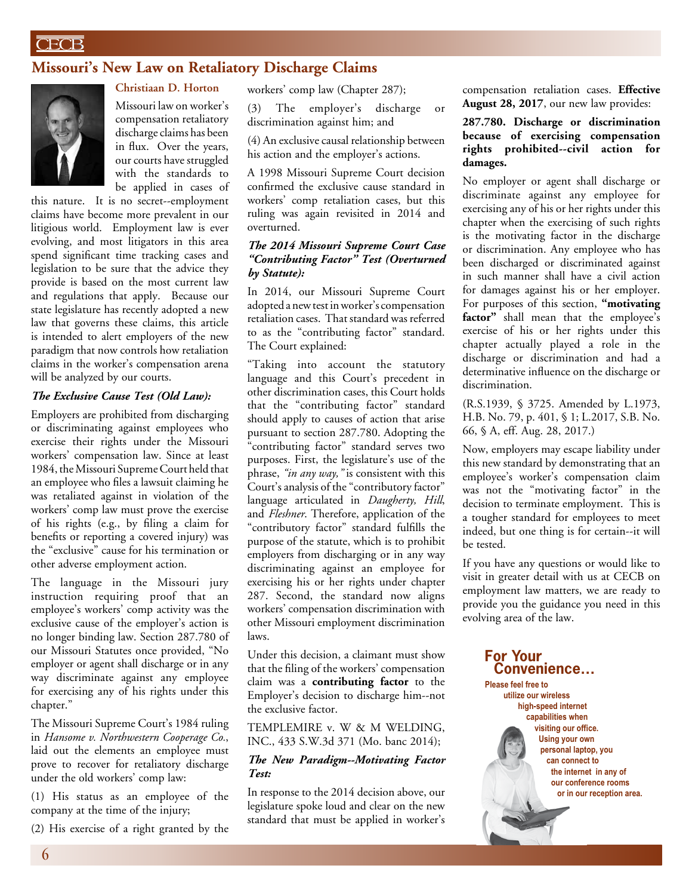# Missouri's New Law on Retaliatory Discharge Claims

**Christiaan D. Horton**

Missouri law on worker's compensation retaliatory discharge claims has been in flux. Over the years, our courts have struggled with the standards to be applied in cases of this nature. It is no secret--employment claims have become more prevalent in our litigious world. Employment law is ever evolving, and most litigators in this area spend significant time tracking cases and legislation to be sure that the advice they provide is based on the most current law and regulations that apply. Because our state legislature has recently adopted a new law that governs these claims, this article is intended to alert employers of the new paradigm that now controls how retaliation claims in the worker's compensation arena will be analyzed by our courts.

### *The Exclusive Cause Test (Old Law):*

Employers are prohibited from discharging or discriminating against employees who exercise their rights under the Missouri workers' compensation law. Since at least 1984, the Missouri Supreme Court held that an employee who files a lawsuit claiming he was retaliated against in violation of the workers' comp law must prove the exercise of his rights (e.g., by filing a claim for benefits or reporting a covered injury) was the "exclusive" cause for his termination or other adverse employment action.

The language in the Missouri jury instruction requiring proof that an employee's workers' comp activity was the exclusive cause of the employer's action is no longer binding law. Section 287.780 of our Missouri Statutes once provided, "No employer or agent shall discharge or in any way discriminate against any employee for exercising any of his rights under this chapter."

The Missouri Supreme Court's 1984 ruling in *Hansome v. Northwestern Cooperage Co.*, laid out the elements an employee must prove to recover for retaliatory discharge under the old workers' comp law:

(1) His status as an employee of the company at the time of the injury;

(2) His exercise of a right granted by the workers' comp law (Chapter 287);

(3) The employer's discharge or discrimination against him; and

(4) An exclusive causal relationship between his action and the employer's actions.

A 1998 Missouri Supreme Court decision confirmed the exclusive cause standard in workers' comp retaliation cases, but this ruling was again revisited in 2014 and overturned.

### *The 2014 Missouri Supreme Court Case "Contributing Factor" Test (Overturned by Statute):*

In 2014, our Missouri Supreme Court adopted a new test in worker's compensation retaliation cases. That standard was referred to as the "contributing factor" standard. The Court explained:

"Taking into account the statutory language and this Court's precedent in other discrimination cases, this Court holds that the "contributing factor" standard should apply to causes of action that arise pursuant to section 287.780. Adopting the "contributing factor" standard serves two purposes. First, the legislature's use of the phrase, *"in any way,"* is consistent with this Court's analysis of the "contributory factor" language articulated in *Daugherty, Hill*, and *Fleshner*. Therefore, application of the "contributory factor" standard fulfills the purpose of the statute, which is to prohibit employers from discharging or in any way discriminating against an employee for exercising his or her rights under chapter 287. Second, the standard now aligns workers' compensation discrimination with other Missouri employment discrimination laws.

Under this decision, a claimant must show that the filing of the workers' compensation claim was a **contributing factor** to the Employer's decision to discharge him--not the exclusive factor.

TEMPLEMIRE v. W & M WELDING, INC., 433 S.W.3d 371 (Mo. banc 2014);

### *The New Paradigm--Motivating Factor Test:*

In response to the 2014 decision above, our legislature spoke loud and clear on the new standard that must be applied in worker's compensation retaliation cases. **Effective August 28, 2017**, our new law provides:

**287.780. Discharge or discrimination because of exercising compensation rights prohibited--civil action for damages.**

No employer or agent shall discharge or discriminate against any employee for exercising any of his or her rights under this chapter when the exercising of such rights is the motivating factor in the discharge or discrimination. Any employee who has been discharged or discriminated against in such manner shall have a civil action for damages against his or her employer. For purposes of this section, **"motivating factor"** shall mean that the employee's exercise of his or her rights under this chapter actually played a role in the discharge or discrimination and had a determinative influence on the discharge or discrimination.

(R.S.1939, § 3725. Amended by L.1973, H.B. No. 79, p. 401, § 1; L.2017, S.B. No. 66, § A, eff. Aug. 28, 2017.)

Now, employers may escape liability under this new standard by demonstrating that an employee's worker's compensation claim was not the "motivating factor" in the decision to terminate employment. This is a tougher standard for employees to meet indeed, but one thing is for certain--it will be tested.

If you have any questions or would like to visit in greater detail with us at CECB on employment law matters, we are ready to provide you the guidance you need in this evolving area of the law.

**For Your Convenience…**

**Please feel free to utilize our wireless high-speed internet capabilities when visiting our office. Using your own personal laptop, you can connect to the internet in any of our conference rooms or in our reception area.**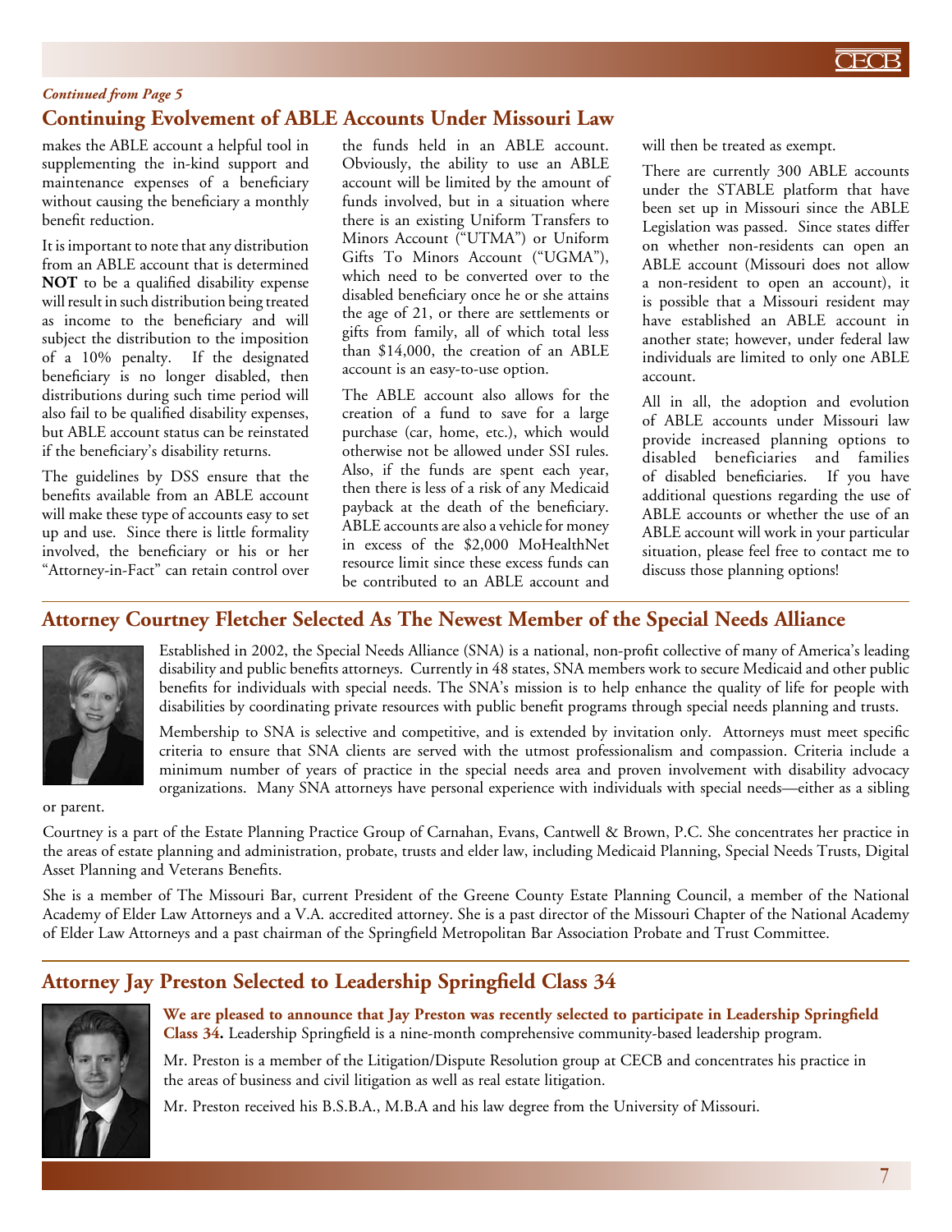*Continued from Page 5*

## Continuing Evolvement of ABLE Accounts Under Missouri Law

makes the ABLE account a helpful tool in supplementing the in-kind support and maintenance expenses of a beneficiary without causing the beneficiary a monthly benefit reduction.

It is important to note that any distribution from an ABLE account that is determined **NOT** to be a qualified disability expense will result in such distribution being treated as income to the beneficiary and will subject the distribution to the imposition of a 10% penalty. If the designated beneficiary is no longer disabled, then distributions during such time period will also fail to be qualified disability expenses, but ABLE account status can be reinstated if the beneficiary's disability returns.

The guidelines by DSS ensure that the benefits available from an ABLE account will make these type of accounts easy to set up and use. Since there is little formality involved, the beneficiary or his or her "Attorney-in-Fact" can retain control over the funds held in an ABLE account. Obviously, the ability to use an ABLE account will be limited by the amount of funds involved, but in a situation where there is an existing Uniform Transfers to Minors Account ("UTMA") or Uniform Gifts To Minors Account ("UGMA"), which need to be converted over to the disabled beneficiary once he or she attains the age of 21, or there are settlements or gifts from family, all of which total less than $14,000, the creation of an ABLE account is an easy-to-use option.

The ABLE account also allows for the creation of a fund to save for a large purchase (car, home, etc.), which would otherwise not be allowed under SSI rules. Also, if the funds are spent each year, then there is less of a risk of any Medicaid payback at the death of the beneficiary. ABLE accounts are also a vehicle for money in excess of the $2,000 MoHealthNet resource limit since these excess funds can be contributed to an ABLE account and will then be treated as exempt.

There are currently 300 ABLE accounts under the STABLE platform that have been set up in Missouri since the ABLE Legislation was passed. Since states differ on whether non-residents can open an ABLE account (Missouri does not allow a non-resident to open an account), it is possible that a Missouri resident may have established an ABLE account in another state; however, under federal law individuals are limited to only one ABLE account.

All in all, the adoption and evolution of ABLE accounts under Missouri law provide increased planning options to disabled beneficiaries and families of disabled beneficiaries. If you have additional questions regarding the use of ABLE accounts or whether the use of an ABLE account will work in your particular situation, please feel free to contact me to discuss those planning options!

## Attorney Courtney Fletcher Selected As The Newest Member of the Special Needs Alliance

Established in 2002, the Special Needs Alliance (SNA) is a national, non-profit collective of many of America's leading disability and public benefits attorneys. Currently in 48 states, SNA members work to secure Medicaid and other public benefits for individuals with special needs. The SNA's mission is to help enhance the quality of life for people with disabilities by coordinating private resources with public benefit programs through special needs planning and trusts.

Membership to SNA is selective and competitive, and is extended by invitation only. Attorneys must meet specific criteria to ensure that SNA clients are served with the utmost professionalism and compassion. Criteria include a minimum number of years of practice in the special needs area and proven involvement with disability advocacy organizations. Many SNA attorneys have personal experience with individuals with special needs—either as a sibling or parent.

Courtney is a part of the Estate Planning Practice Group of Carnahan, Evans, Cantwell & Brown, P.C. She concentrates her practice in the areas of estate planning and administration, probate, trusts and elder law, including Medicaid Planning, Special Needs Trusts, Digital Asset Planning and Veterans Benefits.

She is a member of The Missouri Bar, current President of the Greene County Estate Planning Council, a member of the National Academy of Elder Law Attorneys and a V.A. accredited attorney. She is a past director of the Missouri Chapter of the National Academy of Elder Law Attorneys and a past chairman of the Springfield Metropolitan Bar Association Probate and Trust Committee.

## Attorney Jay Preston Selected to Leadership Springfield Class 34

**We are pleased to announce that Jay Preston was recently selected to participate in Leadership Springfield Class 34.** Leadership Springfield is a nine-month comprehensive community-based leadership program.

Mr. Preston is a member of the Litigation/Dispute Resolution group at CECB and concentrates his practice in the areas of business and civil litigation as well as real estate litigation.

Mr. Preston received his B.S.B.A., M.B.A and his law degree from the University of Missouri.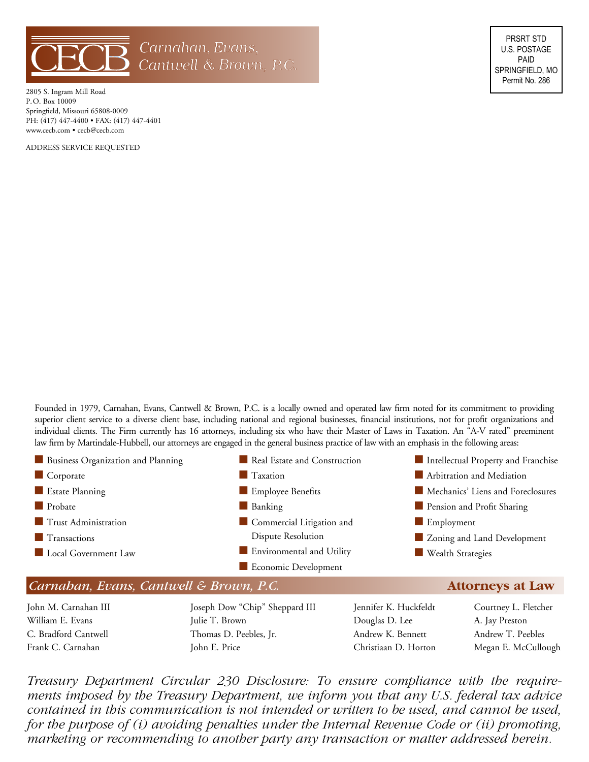CECB Carnahan, Evans, Cantwell & Brown, P.C.

2805 S. Ingram Mill Road
P.O. Box 10009
Springfield, Missouri 65808-0009
PH: (417) 447-4400 • FAX: (417) 447-4401
www.cecb.com • cecb@cecb.com

ADDRESS SERVICE REQUESTED

PRSRT STD
U.S. POSTAGE
PAID
SPRINGFIELD, MO
Permit No. 286

Founded in 1979, Carnahan, Evans, Cantwell & Brown, P.C. is a locally owned and operated law firm noted for its commitment to providing superior client service to a diverse client base, including national and regional businesses, financial institutions, not for profit organizations and individual clients. The Firm currently has 16 attorneys, including six who have their Master of Laws in Taxation. An "A-V rated" preeminent law firm by Martindale-Hubbell, our attorneys are engaged in the general business practice of law with an emphasis in the following areas:

- Business Organization and Planning
- Corporate
- Estate Planning
- Probate
- Trust Administration
- Transactions
- Local Government Law
- Real Estate and Construction
- Taxation
- Employee Benefits
- Banking
- Commercial Litigation and Dispute Resolution
- Environmental and Utility
- Economic Development
- Intellectual Property and Franchise
- Arbitration and Mediation
- Mechanics' Liens and Foreclosures
- Pension and Profit Sharing
- Employment
- Zoning and Land Development
- Wealth Strategies

*Carnahan, Evans, Cantwell & Brown, P.C.* **Attorneys at Law**

John M. Carnahan III
William E. Evans
C. Bradford Cantwell
Frank C. Carnahan
Joseph Dow "Chip" Sheppard III
Julie T. Brown
Thomas D. Peebles, Jr.
John E. Price
Jennifer K. Huckfeldt
Douglas D. Lee
Andrew K. Bennett
Christiaan D. Horton
Courtney L. Fletcher
A. Jay Preston
Andrew T. Peebles
Megan E. McCullough

*Treasury Department Circular 230 Disclosure: To ensure compliance with the requirements imposed by the Treasury Department, we inform you that any U.S. federal tax advice contained in this communication is not intended or written to be used, and cannot be used, for the purpose of (i) avoiding penalties under the Internal Revenue Code or (ii) promoting, marketing or recommending to another party any transaction or matter addressed herein.*